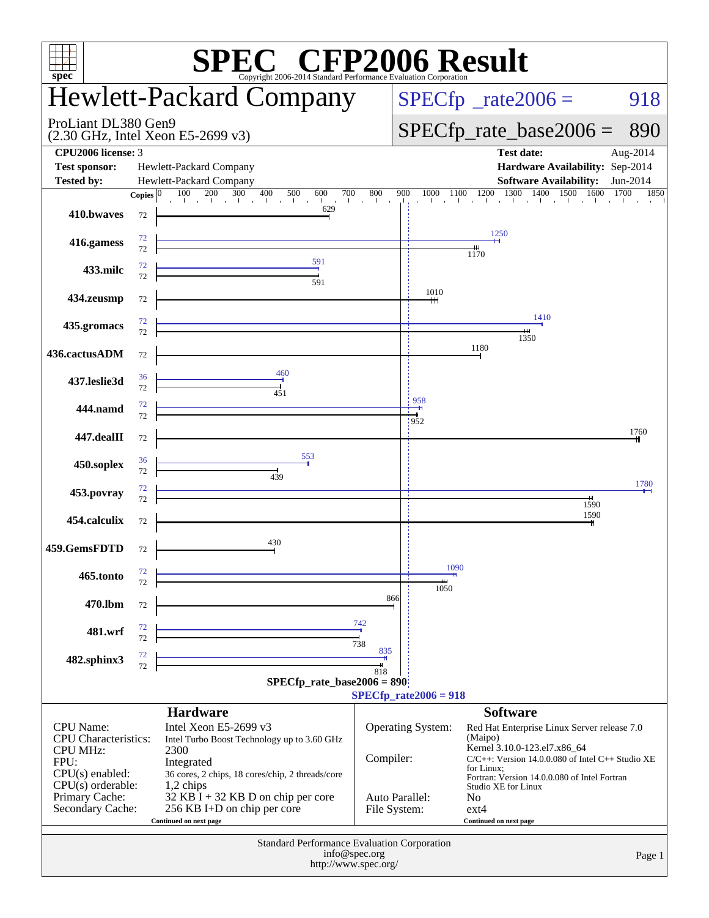# SPEC CFP2006 Result

Copyright 2006-2014 Standard Performance Evaluation Corporation

## Hewlett-Packard Company

ProLiant DL380 Gen9
(2.30 GHz, Intel Xeon E5-2699 v3)

SPECfp_rate2006 = 918

SPECfp_rate_base2006 = 890

| | | | |
|---|---|---|---|
| **CPU2006 license:** | 3 | **Test date:** | Aug-2014 |
| **Test sponsor:** | Hewlett-Packard Company | **Hardware Availability:** | Sep-2014 |
| **Tested by:** | Hewlett-Packard Company | **Software Availability:** | Jun-2014 |

| Benchmark | Copies (peak) | Peak | Copies (base) | Base |
|---|---|---|---|---|
| 410.bwaves | | | 72 | 629 |
| 416.gamess | 72 | 1250 | 72 | 1170 |
| 433.milc | 72 | 591 | 72 | 591 |
| 434.zeusmp | | | 72 | 1010 |
| 435.gromacs | 72 | 1410 | 72 | 1350 |
| 436.cactusADM | | | 72 | 1180 |
| 437.leslie3d | 36 | 460 | 72 | 451 |
| 444.namd | 72 | 958 | 72 | 952 |
| 447.dealII | | | 72 | 1760 |
| 450.soplex | 36 | 553 | 72 | 439 |
| 453.povray | 72 | 1780 | 72 | 1590 |
| 454.calculix | | | 72 | 1590 |
| 459.GemsFDTD | | | 72 | 430 |
| 465.tonto | 72 | 1090 | 72 | 1050 |
| 470.lbm | | | 72 | 866 |
| 481.wrf | 72 | 742 | 72 | 738 |
| 482.sphinx3 | 72 | 835 | 72 | 818 |

SPECfp_rate_base2006 = 890

SPECfp_rate2006 = 918

### Hardware

| | |
|---|---|
| CPU Name: | Intel Xeon E5-2699 v3 |
| CPU Characteristics: | Intel Turbo Boost Technology up to 3.60 GHz |
| CPU MHz: | 2300 |
| FPU: | Integrated |
| CPU(s) enabled: | 36 cores, 2 chips, 18 cores/chip, 2 threads/core |
| CPU(s) orderable: | 1,2 chips |
| Primary Cache: | 32 KB I + 32 KB D on chip per core |
| Secondary Cache: | 256 KB I+D on chip per core |

Continued on next page

### Software

| | |
|---|---|
| Operating System: | Red Hat Enterprise Linux Server release 7.0 (Maipo) Kernel 3.10.0-123.el7.x86_64 |
| Compiler: | C/C++: Version 14.0.0.080 of Intel C++ Studio XE for Linux; Fortran: Version 14.0.0.080 of Intel Fortran Studio XE for Linux |
| Auto Parallel: | No |
| File System: | ext4 |

Continued on next page

Standard Performance Evaluation Corporation
info@spec.org
http://www.spec.org/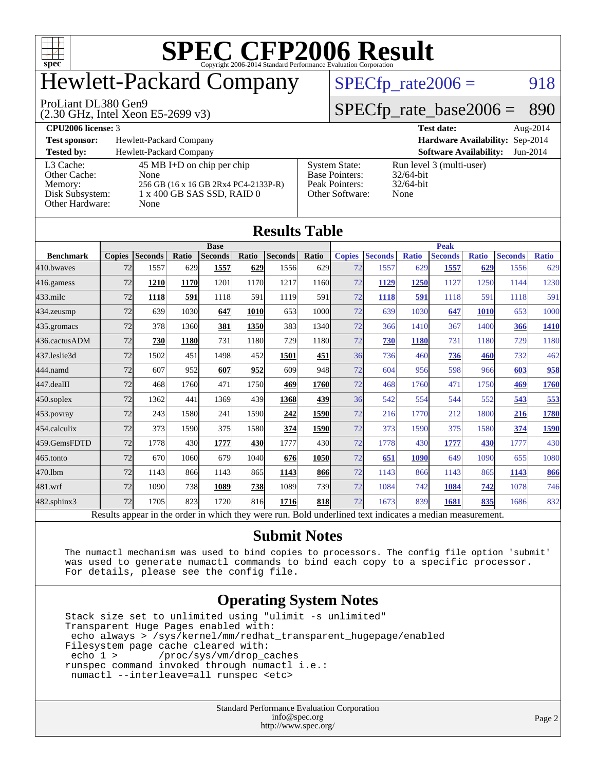# SPEC CFP2006 Result

Copyright 2006-2014 Standard Performance Evaluation Corporation

# Hewlett-Packard Company

ProLiant DL380 Gen9
(2.30 GHz, Intel Xeon E5-2699 v3)

SPECfp_rate2006 = 918

SPECfp_rate_base2006 = 890

| | | | |
|---|---|---|---|
| **CPU2006 license:** 3 | | **Test date:** | Aug-2014 |
| **Test sponsor:** | Hewlett-Packard Company | **Hardware Availability:** | Sep-2014 |
| **Tested by:** | Hewlett-Packard Company | **Software Availability:** | Jun-2014 |

| | | | |
|---|---|---|---|
| L3 Cache: | 45 MB I+D on chip per chip | System State: | Run level 3 (multi-user) |
| Other Cache: | None | Base Pointers: | 32/64-bit |
| Memory: | 256 GB (16 x 16 GB 2Rx4 PC4-2133P-R) | Peak Pointers: | 32/64-bit |
| Disk Subsystem: | 1 x 400 GB SAS SSD, RAID 0 | Other Software: | None |
| Other Hardware: | None | | |

## Results Table

| | Base | | | | | | | Peak | | | | | | |
|---|---|---|---|---|---|---|---|---|---|---|---|---|---|---|
| **Benchmark** | **Copies** | **Seconds** | **Ratio** | **Seconds** | **Ratio** | **Seconds** | **Ratio** | **Copies** | **Seconds** | **Ratio** | **Seconds** | **Ratio** | **Seconds** | **Ratio** |
| 410.bwaves | 72 | 1557 | 629 | **1557** | **629** | 1556 | 629 | 72 | 1557 | 629 | **1557** | **629** | 1556 | 629 |
| 416.gamess | 72 | **1210** | **1170** | 1201 | 1170 | 1217 | 1160 | 72 | **1129** | **1250** | 1127 | 1250 | 1144 | 1230 |
| 433.milc | 72 | **1118** | **591** | 1118 | 591 | 1119 | 591 | 72 | **1118** | **591** | 1118 | 591 | 1118 | 591 |
| 434.zeusmp | 72 | 639 | 1030 | **647** | **1010** | 653 | 1000 | 72 | 639 | 1030 | **647** | **1010** | 653 | 1000 |
| 435.gromacs | 72 | 378 | 1360 | **381** | **1350** | 383 | 1340 | 72 | 366 | 1410 | 367 | 1400 | **366** | **1410** |
| 436.cactusADM | 72 | **730** | **1180** | 731 | 1180 | 729 | 1180 | 72 | **730** | **1180** | 731 | 1180 | 729 | 1180 |
| 437.leslie3d | 72 | 1502 | 451 | 1498 | 452 | **1501** | **451** | 36 | 736 | 460 | **736** | **460** | 732 | 462 |
| 444.namd | 72 | 607 | 952 | **607** | **952** | 609 | 948 | 72 | 604 | 956 | 598 | 966 | **603** | **958** |
| 447.dealII | 72 | 468 | 1760 | 471 | 1750 | **469** | **1760** | 72 | 468 | 1760 | 471 | 1750 | **469** | **1760** |
| 450.soplex | 72 | 1362 | 441 | 1369 | 439 | **1368** | **439** | 36 | 542 | 554 | 544 | 552 | **543** | **553** |
| 453.povray | 72 | 243 | 1580 | 241 | 1590 | **242** | **1590** | 72 | 216 | 1770 | 212 | 1800 | **216** | **1780** |
| 454.calculix | 72 | 373 | 1590 | 375 | 1580 | **374** | **1590** | 72 | 373 | 1590 | 375 | 1580 | **374** | **1590** |
| 459.GemsFDTD | 72 | 1778 | 430 | **1777** | **430** | 1777 | 430 | 72 | 1778 | 430 | **1777** | **430** | 1777 | 430 |
| 465.tonto | 72 | 670 | 1060 | 679 | 1040 | **676** | **1050** | 72 | **651** | **1090** | 649 | 1090 | 655 | 1080 |
| 470.lbm | 72 | 1143 | 866 | 1143 | 865 | **1143** | **866** | 72 | 1143 | 866 | 1143 | 865 | **1143** | **866** |
| 481.wrf | 72 | 1090 | 738 | **1089** | **738** | 1089 | 739 | 72 | 1084 | 742 | **1084** | **742** | 1078 | 746 |
| 482.sphinx3 | 72 | 1705 | 823 | 1720 | 816 | **1716** | **818** | 72 | 1673 | 839 | **1681** | **835** | 1686 | 832 |

Results appear in the order in which they were run. Bold underlined text indicates a median measurement.

## Submit Notes

```
The numactl mechanism was used to bind copies to processors. The config file option 'submit'
was used to generate numactl commands to bind each copy to a specific processor.
For details, please see the config file.
```

## Operating System Notes

```
Stack size set to unlimited using "ulimit -s unlimited"
Transparent Huge Pages enabled with:
 echo always > /sys/kernel/mm/redhat_transparent_hugepage/enabled
Filesystem page cache cleared with:
 echo 1 >       /proc/sys/vm/drop_caches
runspec command invoked through numactl i.e.:
 numactl --interleave=all runspec <etc>
```

Standard Performance Evaluation Corporation
info@spec.org
http://www.spec.org/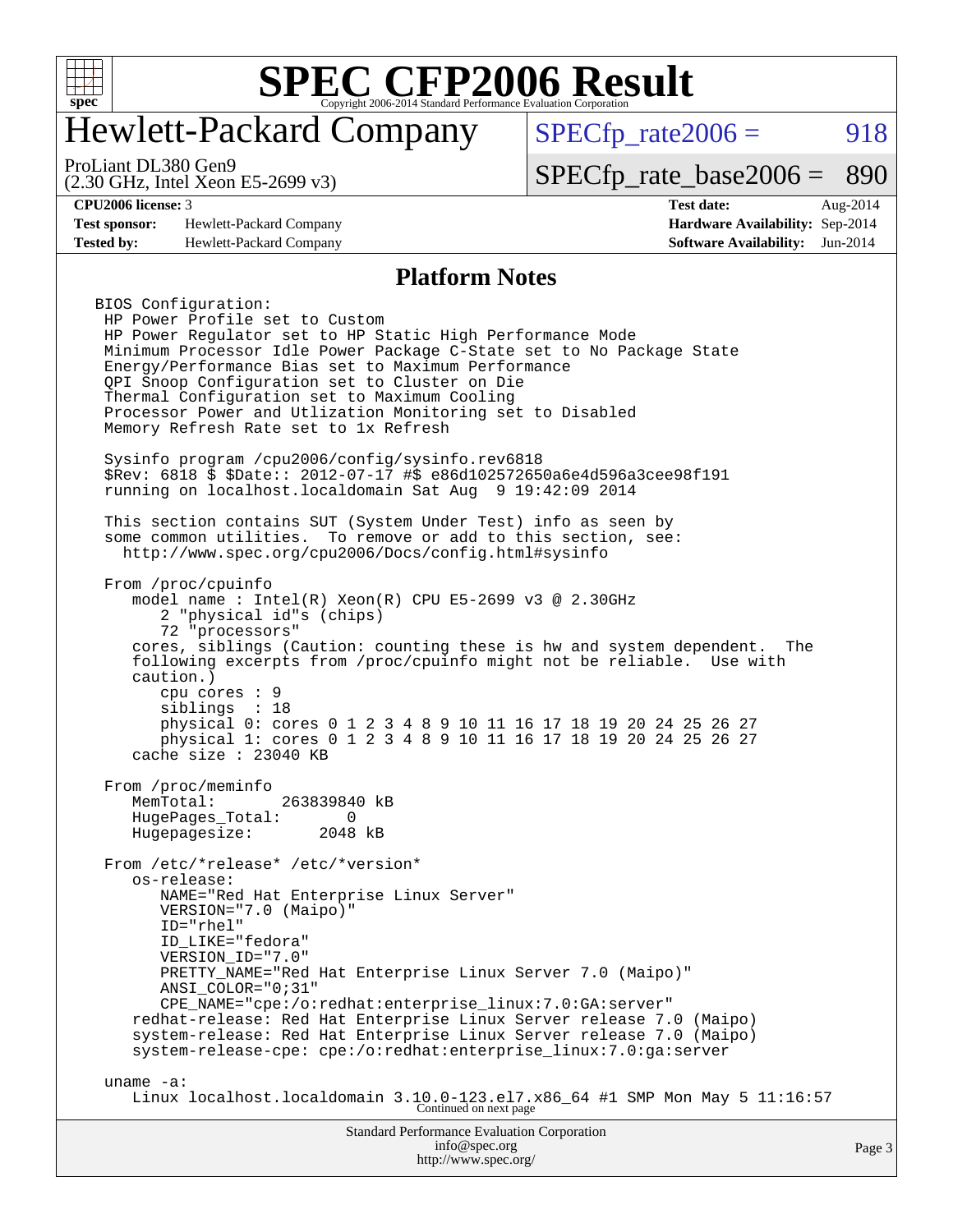# SPEC CFP2006 Result

Copyright 2006-2014 Standard Performance Evaluation Corporation

## Hewlett-Packard Company

ProLiant DL380 Gen9
(2.30 GHz, Intel Xeon E5-2699 v3)

SPECfp_rate2006 = 918

SPECfp_rate_base2006 = 890

| | | | |
|---|---|---|---|
| **CPU2006 license:** 3 | | **Test date:** | Aug-2014 |
| **Test sponsor:** | Hewlett-Packard Company | **Hardware Availability:** | Sep-2014 |
| **Tested by:** | Hewlett-Packard Company | **Software Availability:** | Jun-2014 |

### Platform Notes

```
BIOS Configuration:
 HP Power Profile set to Custom
 HP Power Regulator set to HP Static High Performance Mode
 Minimum Processor Idle Power Package C-State set to No Package State
 Energy/Performance Bias set to Maximum Performance
 QPI Snoop Configuration set to Cluster on Die
 Thermal Configuration set to Maximum Cooling
 Processor Power and Utlization Monitoring set to Disabled
 Memory Refresh Rate set to 1x Refresh

 Sysinfo program /cpu2006/config/sysinfo.rev6818
 $Rev: 6818 $ $Date:: 2012-07-17 #$ e86d102572650a6e4d596a3cee98f191
 running on localhost.localdomain Sat Aug  9 19:42:09 2014

 This section contains SUT (System Under Test) info as seen by
 some common utilities.  To remove or add to this section, see:
   http://www.spec.org/cpu2006/Docs/config.html#sysinfo

 From /proc/cpuinfo
    model name : Intel(R) Xeon(R) CPU E5-2699 v3 @ 2.30GHz
       2 "physical id"s (chips)
       72 "processors"
    cores, siblings (Caution: counting these is hw and system dependent.  The
    following excerpts from /proc/cpuinfo might not be reliable.  Use with
    caution.)
       cpu cores : 9
       siblings  : 18
       physical 0: cores 0 1 2 3 4 8 9 10 11 16 17 18 19 20 24 25 26 27
       physical 1: cores 0 1 2 3 4 8 9 10 11 16 17 18 19 20 24 25 26 27
    cache size : 23040 KB

 From /proc/meminfo
    MemTotal:       263839840 kB
    HugePages_Total:       0
    Hugepagesize:       2048 kB

 From /etc/*release* /etc/*version*
    os-release:
       NAME="Red Hat Enterprise Linux Server"
       VERSION="7.0 (Maipo)"
       ID="rhel"
       ID_LIKE="fedora"
       VERSION_ID="7.0"
       PRETTY_NAME="Red Hat Enterprise Linux Server 7.0 (Maipo)"
       ANSI_COLOR="0;31"
       CPE_NAME="cpe:/o:redhat:enterprise_linux:7.0:GA:server"
    redhat-release: Red Hat Enterprise Linux Server release 7.0 (Maipo)
    system-release: Red Hat Enterprise Linux Server release 7.0 (Maipo)
    system-release-cpe: cpe:/o:redhat:enterprise_linux:7.0:ga:server

 uname -a:
    Linux localhost.localdomain 3.10.0-123.el7.x86_64 #1 SMP Mon May 5 11:16:57
```

Continued on next page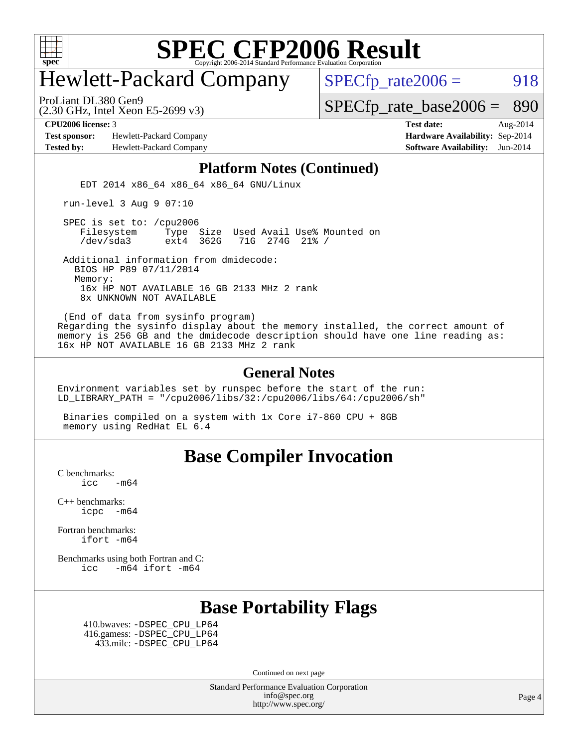# SPEC CFP2006 Result

Copyright 2006-2014 Standard Performance Evaluation Corporation

# Hewlett-Packard Company

ProLiant DL380 Gen9
(2.30 GHz, Intel Xeon E5-2699 v3)

SPECfp_rate2006 = 918

SPECfp_rate_base2006 = 890

**CPU2006 license:** 3
**Test sponsor:** Hewlett-Packard Company
**Tested by:** Hewlett-Packard Company

**Test date:** Aug-2014
**Hardware Availability:** Sep-2014
**Software Availability:** Jun-2014

## Platform Notes (Continued)

```
    EDT 2014 x86_64 x86_64 x86_64 GNU/Linux

 run-level 3 Aug 9 07:10

 SPEC is set to: /cpu2006
    Filesystem     Type  Size  Used Avail Use% Mounted on
    /dev/sda3      ext4  362G   71G  274G  21% /

 Additional information from dmidecode:
   BIOS HP P89 07/11/2014
   Memory:
    16x HP NOT AVAILABLE 16 GB 2133 MHz 2 rank
    8x UNKNOWN NOT AVAILABLE

 (End of data from sysinfo program)
Regarding the sysinfo display about the memory installed, the correct amount of
memory is 256 GB and the dmidecode description should have one line reading as:
16x HP NOT AVAILABLE 16 GB 2133 MHz 2 rank
```

## General Notes

```
Environment variables set by runspec before the start of the run:
LD_LIBRARY_PATH = "/cpu2006/libs/32:/cpu2006/libs/64:/cpu2006/sh"

 Binaries compiled on a system with 1x Core i7-860 CPU + 8GB
 memory using RedHat EL 6.4
```

## Base Compiler Invocation

C benchmarks:
    icc   -m64

C++ benchmarks:
    icpc  -m64

Fortran benchmarks:
    ifort -m64

Benchmarks using both Fortran and C:
    icc   -m64 ifort -m64

## Base Portability Flags

410.bwaves: -DSPEC_CPU_LP64
416.gamess: -DSPEC_CPU_LP64
433.milc: -DSPEC_CPU_LP64

Continued on next page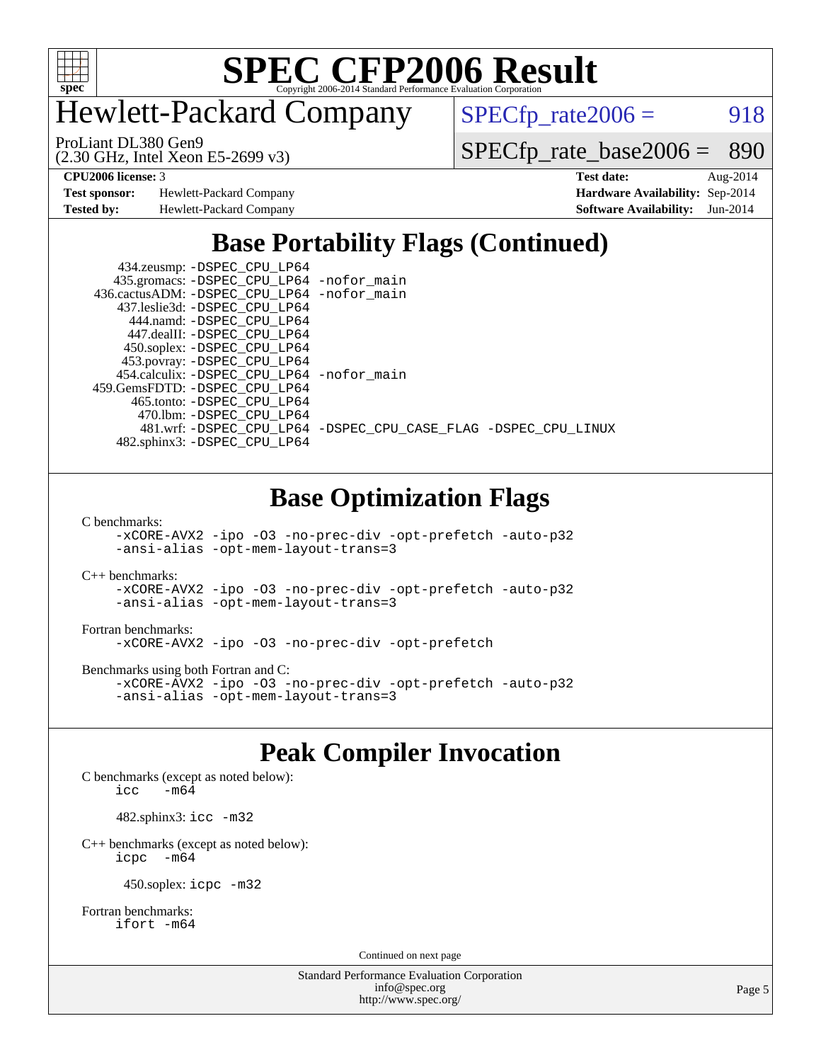# SPEC CFP2006 Result

Copyright 2006-2014 Standard Performance Evaluation Corporation

## Hewlett-Packard Company

ProLiant DL380 Gen9
(2.30 GHz, Intel Xeon E5-2699 v3)

SPECfp_rate2006 = 918

SPECfp_rate_base2006 = 890

| | | | |
|---|---|---|---|
| **CPU2006 license:** 3 | | **Test date:** | Aug-2014 |
| **Test sponsor:** | Hewlett-Packard Company | **Hardware Availability:** | Sep-2014 |
| **Tested by:** | Hewlett-Packard Company | **Software Availability:** | Jun-2014 |

## Base Portability Flags (Continued)

434.zeusmp: -DSPEC_CPU_LP64
435.gromacs: -DSPEC_CPU_LP64 -nofor_main
436.cactusADM: -DSPEC_CPU_LP64 -nofor_main
437.leslie3d: -DSPEC_CPU_LP64
444.namd: -DSPEC_CPU_LP64
447.dealII: -DSPEC_CPU_LP64
450.soplex: -DSPEC_CPU_LP64
453.povray: -DSPEC_CPU_LP64
454.calculix: -DSPEC_CPU_LP64 -nofor_main
459.GemsFDTD: -DSPEC_CPU_LP64
465.tonto: -DSPEC_CPU_LP64
470.lbm: -DSPEC_CPU_LP64
481.wrf: -DSPEC_CPU_LP64 -DSPEC_CPU_CASE_FLAG -DSPEC_CPU_LINUX
482.sphinx3: -DSPEC_CPU_LP64

## Base Optimization Flags

C benchmarks:
```
-xCORE-AVX2 -ipo -O3 -no-prec-div -opt-prefetch -auto-p32
-ansi-alias -opt-mem-layout-trans=3
```

C++ benchmarks:
```
-xCORE-AVX2 -ipo -O3 -no-prec-div -opt-prefetch -auto-p32
-ansi-alias -opt-mem-layout-trans=3
```

Fortran benchmarks:
```
-xCORE-AVX2 -ipo -O3 -no-prec-div -opt-prefetch
```

Benchmarks using both Fortran and C:
```
-xCORE-AVX2 -ipo -O3 -no-prec-div -opt-prefetch -auto-p32
-ansi-alias -opt-mem-layout-trans=3
```

## Peak Compiler Invocation

C benchmarks (except as noted below):
```
icc -m64
```

482.sphinx3: icc -m32

C++ benchmarks (except as noted below):
```
icpc -m64
```

450.soplex: icpc -m32

Fortran benchmarks:
```
ifort -m64
```

Continued on next page

Standard Performance Evaluation Corporation
info@spec.org
http://www.spec.org/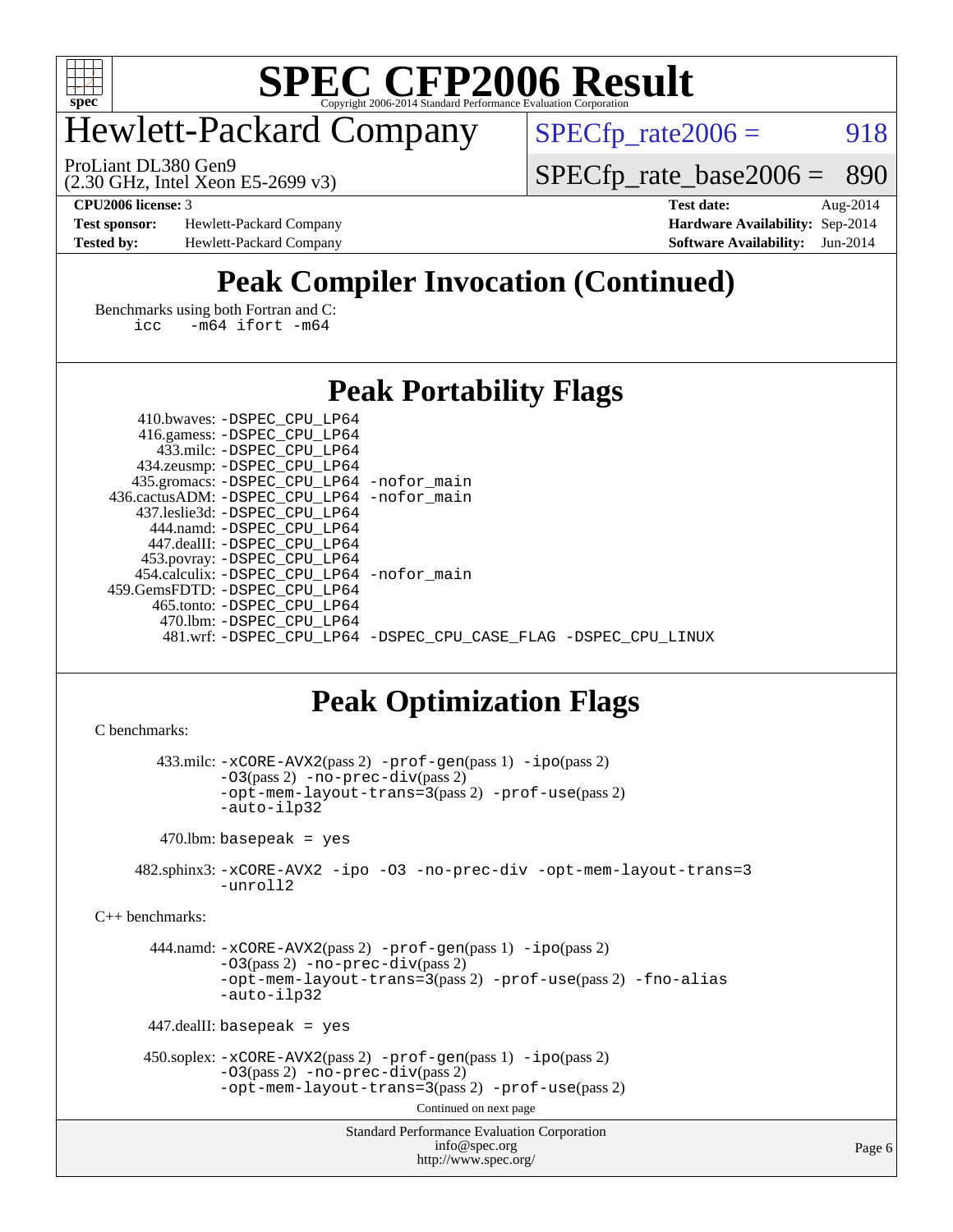# Peak Compiler Invocation (Continued)

Benchmarks using both Fortran and C:

```
icc   -m64 ifort -m64
```

# Peak Portability Flags

410.bwaves: `-DSPEC_CPU_LP64`
416.gamess: `-DSPEC_CPU_LP64`
433.milc: `-DSPEC_CPU_LP64`
434.zeusmp: `-DSPEC_CPU_LP64`
435.gromacs: `-DSPEC_CPU_LP64 -nofor_main`
436.cactusADM: `-DSPEC_CPU_LP64 -nofor_main`
437.leslie3d: `-DSPEC_CPU_LP64`
444.namd: `-DSPEC_CPU_LP64`
447.dealII: `-DSPEC_CPU_LP64`
453.povray: `-DSPEC_CPU_LP64`
454.calculix: `-DSPEC_CPU_LP64 -nofor_main`
459.GemsFDTD: `-DSPEC_CPU_LP64`
465.tonto: `-DSPEC_CPU_LP64`
470.lbm: `-DSPEC_CPU_LP64`
481.wrf: `-DSPEC_CPU_LP64 -DSPEC_CPU_CASE_FLAG -DSPEC_CPU_LINUX`

# Peak Optimization Flags

C benchmarks:

433.milc: `-xCORE-AVX2`(pass 2) `-prof-gen`(pass 1) `-ipo`(pass 2) `-O3`(pass 2) `-no-prec-div`(pass 2) `-opt-mem-layout-trans=3`(pass 2) `-prof-use`(pass 2) `-auto-ilp32`

470.lbm: `basepeak = yes`

482.sphinx3: `-xCORE-AVX2 -ipo -O3 -no-prec-div -opt-mem-layout-trans=3 -unroll2`

C++ benchmarks:

444.namd: `-xCORE-AVX2`(pass 2) `-prof-gen`(pass 1) `-ipo`(pass 2) `-O3`(pass 2) `-no-prec-div`(pass 2) `-opt-mem-layout-trans=3`(pass 2) `-prof-use`(pass 2) `-fno-alias` `-auto-ilp32`

447.dealII: `basepeak = yes`

450.soplex: `-xCORE-AVX2`(pass 2) `-prof-gen`(pass 1) `-ipo`(pass 2) `-O3`(pass 2) `-no-prec-div`(pass 2) `-opt-mem-layout-trans=3`(pass 2) `-prof-use`(pass 2)

Continued on next page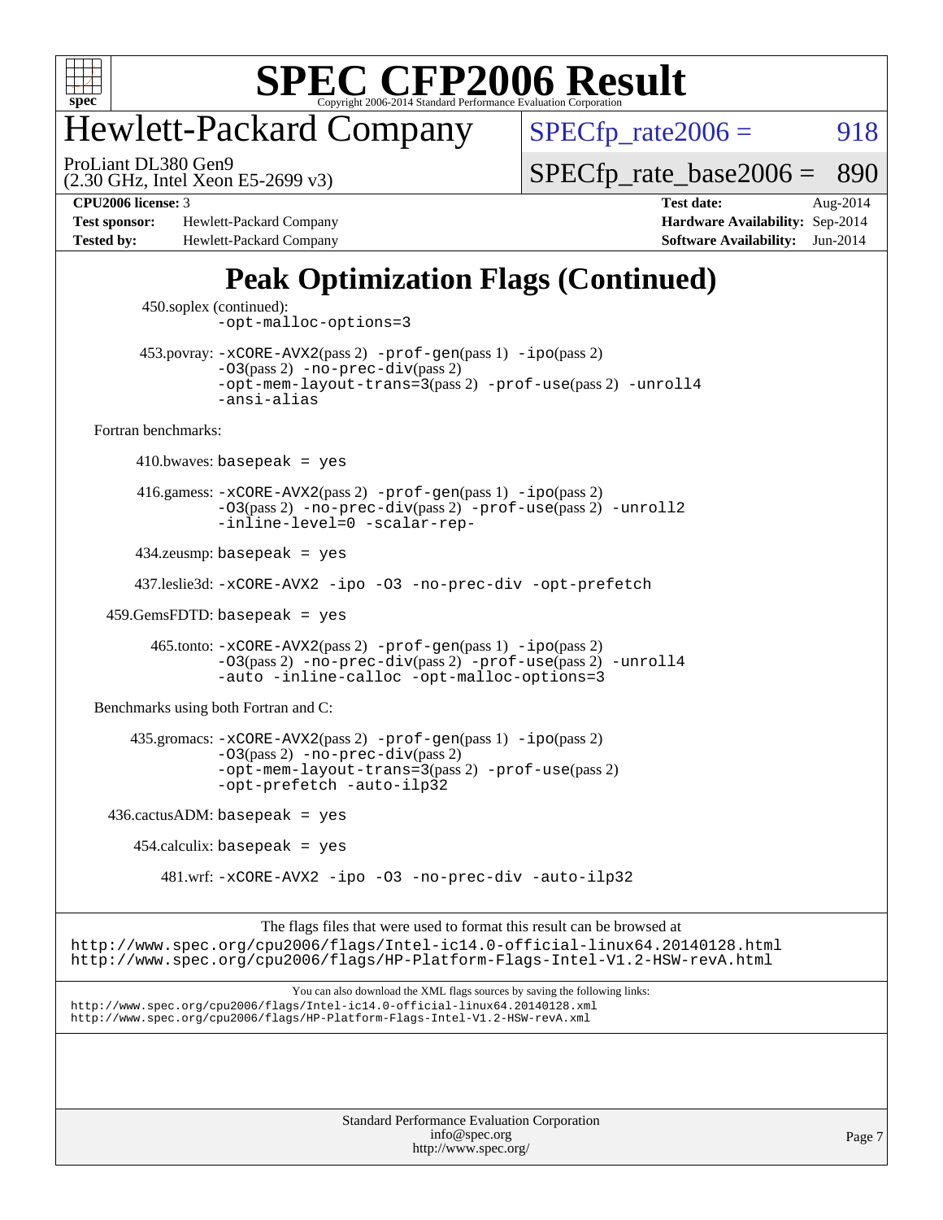# Peak Optimization Flags (Continued)

450.soplex (continued):
-opt-malloc-options=3

453.povray: -xCORE-AVX2(pass 2) -prof-gen(pass 1) -ipo(pass 2) -O3(pass 2) -no-prec-div(pass 2) -opt-mem-layout-trans=3(pass 2) -prof-use(pass 2) -unroll4 -ansi-alias

Fortran benchmarks:

410.bwaves: basepeak = yes

416.gamess: -xCORE-AVX2(pass 2) -prof-gen(pass 1) -ipo(pass 2) -O3(pass 2) -no-prec-div(pass 2) -prof-use(pass 2) -unroll2 -inline-level=0 -scalar-rep-

434.zeusmp: basepeak = yes

437.leslie3d: -xCORE-AVX2 -ipo -O3 -no-prec-div -opt-prefetch

459.GemsFDTD: basepeak = yes

465.tonto: -xCORE-AVX2(pass 2) -prof-gen(pass 1) -ipo(pass 2) -O3(pass 2) -no-prec-div(pass 2) -prof-use(pass 2) -unroll4 -auto -inline-calloc -opt-malloc-options=3

Benchmarks using both Fortran and C:

435.gromacs: -xCORE-AVX2(pass 2) -prof-gen(pass 1) -ipo(pass 2) -O3(pass 2) -no-prec-div(pass 2) -opt-mem-layout-trans=3(pass 2) -prof-use(pass 2) -opt-prefetch -auto-ilp32

436.cactusADM: basepeak = yes

454.calculix: basepeak = yes

481.wrf: -xCORE-AVX2 -ipo -O3 -no-prec-div -auto-ilp32

The flags files that were used to format this result can be browsed at
http://www.spec.org/cpu2006/flags/Intel-ic14.0-official-linux64.20140128.html
http://www.spec.org/cpu2006/flags/HP-Platform-Flags-Intel-V1.2-HSW-revA.html

You can also download the XML flags sources by saving the following links:
http://www.spec.org/cpu2006/flags/Intel-ic14.0-official-linux64.20140128.xml
http://www.spec.org/cpu2006/flags/HP-Platform-Flags-Intel-V1.2-HSW-revA.xml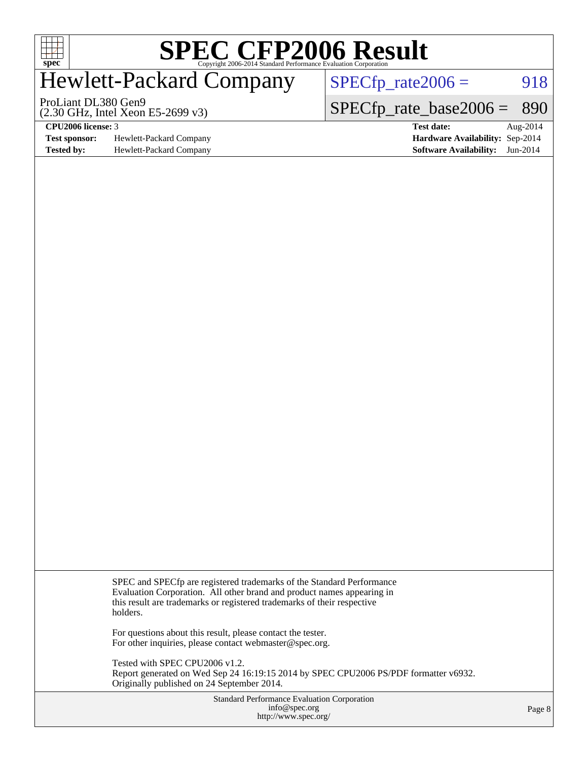SPEC and SPECfp are registered trademarks of the Standard Performance Evaluation Corporation. All other brand and product names appearing in this result are trademarks or registered trademarks of their respective holders.

For questions about this result, please contact the tester.
For other inquiries, please contact webmaster@spec.org.

Tested with SPEC CPU2006 v1.2.
Report generated on Wed Sep 24 16:19:15 2014 by SPEC CPU2006 PS/PDF formatter v6932.
Originally published on 24 September 2014.